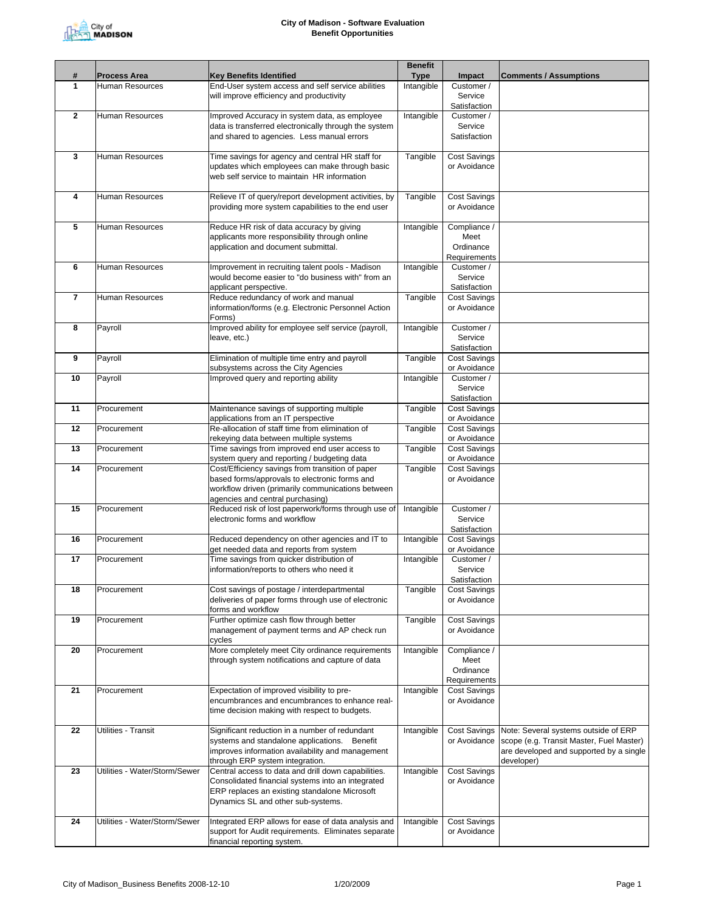# City of Madison - Software Evaluation
## Benefit Opportunities

| # | Process Area | Key Benefits Identified | Benefit Type | Impact | Comments / Assumptions |
|---|---|---|---|---|---|
| 1 | Human Resources | End-User system access and self service abilities will improve efficiency and productivity | Intangible | Customer / Service Satisfaction | |
| 2 | Human Resources | Improved Accuracy in system data, as employee data is transferred electronically through the system and shared to agencies. Less manual errors | Intangible | Customer / Service Satisfaction | |
| 3 | Human Resources | Time savings for agency and central HR staff for updates which employees can make through basic web self service to maintain HR information | Tangible | Cost Savings or Avoidance | |
| 4 | Human Resources | Relieve IT of query/report development activities, by providing more system capabilities to the end user | Tangible | Cost Savings or Avoidance | |
| 5 | Human Resources | Reduce HR risk of data accuracy by giving applicants more responsibility through online application and document submittal. | Intangible | Compliance / Meet Ordinance Requirements | |
| 6 | Human Resources | Improvement in recruiting talent pools - Madison would become easier to "do business with" from an applicant perspective. | Intangible | Customer / Service Satisfaction | |
| 7 | Human Resources | Reduce redundancy of work and manual information/forms (e.g. Electronic Personnel Action Forms) | Tangible | Cost Savings or Avoidance | |
| 8 | Payroll | Improved ability for employee self service (payroll, leave, etc.) | Intangible | Customer / Service Satisfaction | |
| 9 | Payroll | Elimination of multiple time entry and payroll subsystems across the City Agencies | Tangible | Cost Savings or Avoidance | |
| 10 | Payroll | Improved query and reporting ability | Intangible | Customer / Service Satisfaction | |
| 11 | Procurement | Maintenance savings of supporting multiple applications from an IT perspective | Tangible | Cost Savings or Avoidance | |
| 12 | Procurement | Re-allocation of staff time from elimination of rekeying data between multiple systems | Tangible | Cost Savings or Avoidance | |
| 13 | Procurement | Time savings from improved end user access to system query and reporting / budgeting data | Tangible | Cost Savings or Avoidance | |
| 14 | Procurement | Cost/Efficiency savings from transition of paper based forms/approvals to electronic forms and workflow driven (primarily communications between agencies and central purchasing) | Tangible | Cost Savings or Avoidance | |
| 15 | Procurement | Reduced risk of lost paperwork/forms through use of electronic forms and workflow | Intangible | Customer / Service Satisfaction | |
| 16 | Procurement | Reduced dependency on other agencies and IT to get needed data and reports from system | Intangible | Cost Savings or Avoidance | |
| 17 | Procurement | Time savings from quicker distribution of information/reports to others who need it | Intangible | Customer / Service Satisfaction | |
| 18 | Procurement | Cost savings of postage / interdepartmental deliveries of paper forms through use of electronic forms and workflow | Tangible | Cost Savings or Avoidance | |
| 19 | Procurement | Further optimize cash flow through better management of payment terms and AP check run cycles | Tangible | Cost Savings or Avoidance | |
| 20 | Procurement | More completely meet City ordinance requirements through system notifications and capture of data | Intangible | Compliance / Meet Ordinance Requirements | |
| 21 | Procurement | Expectation of improved visibility to pre-encumbrances and encumbrances to enhance real-time decision making with respect to budgets. | Intangible | Cost Savings or Avoidance | |
| 22 | Utilities - Transit | Significant reduction in a number of redundant systems and standalone applications. Benefit improves information availability and management through ERP system integration. | Intangible | Cost Savings or Avoidance | Note: Several systems outside of ERP scope (e.g. Transit Master, Fuel Master) are developed and supported by a single developer) |
| 23 | Utilities - Water/Storm/Sewer | Central access to data and drill down capabilities. Consolidated financial systems into an integrated ERP replaces an existing standalone Microsoft Dynamics SL and other sub-systems. | Intangible | Cost Savings or Avoidance | |
| 24 | Utilities - Water/Storm/Sewer | Integrated ERP allows for ease of data analysis and support for Audit requirements. Eliminates separate financial reporting system. | Intangible | Cost Savings or Avoidance | |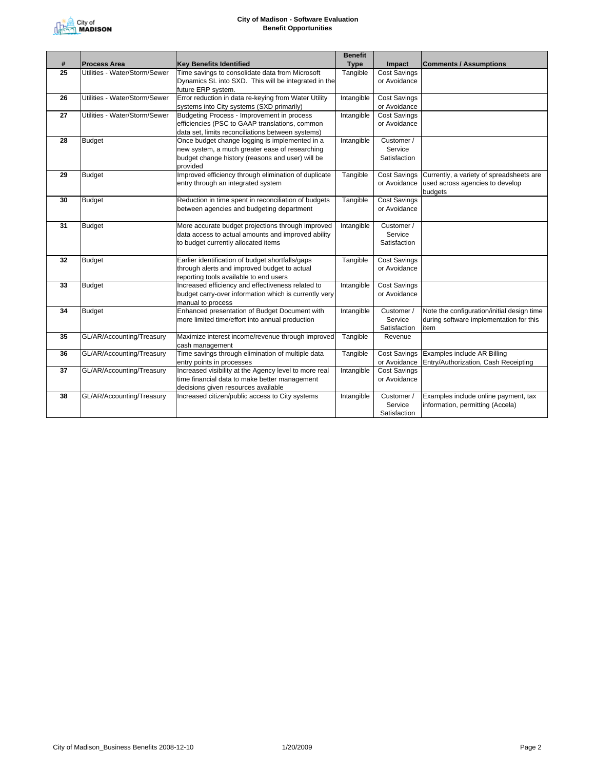**City of Madison - Software Evaluation**
**Benefit Opportunities**

| # | Process Area | Key Benefits Identified | Benefit Type | Impact | Comments / Assumptions |
|---|---|---|---|---|---|
| 25 | Utilities - Water/Storm/Sewer | Time savings to consolidate data from Microsoft Dynamics SL into SXD. This will be integrated in the future ERP system. | Tangible | Cost Savings or Avoidance | |
| 26 | Utilities - Water/Storm/Sewer | Error reduction in data re-keying from Water Utility systems into City systems (SXD primarily) | Intangible | Cost Savings or Avoidance | |
| 27 | Utilities - Water/Storm/Sewer | Budgeting Process - Improvement in process efficiencies (PSC to GAAP translations, common data set, limits reconciliations between systems) | Intangible | Cost Savings or Avoidance | |
| 28 | Budget | Once budget change logging is implemented in a new system, a much greater ease of researching budget change history (reasons and user) will be provided | Intangible | Customer / Service Satisfaction | |
| 29 | Budget | Improved efficiency through elimination of duplicate entry through an integrated system | Tangible | Cost Savings or Avoidance | Currently, a variety of spreadsheets are used across agencies to develop budgets |
| 30 | Budget | Reduction in time spent in reconciliation of budgets between agencies and budgeting department | Tangible | Cost Savings or Avoidance | |
| 31 | Budget | More accurate budget projections through improved data access to actual amounts and improved ability to budget currently allocated items | Intangible | Customer / Service Satisfaction | |
| 32 | Budget | Earlier identification of budget shortfalls/gaps through alerts and improved budget to actual reporting tools available to end users | Tangible | Cost Savings or Avoidance | |
| 33 | Budget | Increased efficiency and effectiveness related to budget carry-over information which is currently very manual to process | Intangible | Cost Savings or Avoidance | |
| 34 | Budget | Enhanced presentation of Budget Document with more limited time/effort into annual production | Intangible | Customer / Service Satisfaction | Note the configuration/initial design time during software implementation for this item |
| 35 | GL/AR/Accounting/Treasury | Maximize interest income/revenue through improved cash management | Tangible | Revenue | |
| 36 | GL/AR/Accounting/Treasury | Time savings through elimination of multiple data entry points in processes | Tangible | Cost Savings or Avoidance | Examples include AR Billing Entry/Authorization, Cash Receipting |
| 37 | GL/AR/Accounting/Treasury | Increased visibility at the Agency level to more real time financial data to make better management decisions given resources available | Intangible | Cost Savings or Avoidance | |
| 38 | GL/AR/Accounting/Treasury | Increased citizen/public access to City systems | Intangible | Customer / Service Satisfaction | Examples include online payment, tax information, permitting (Accela) |